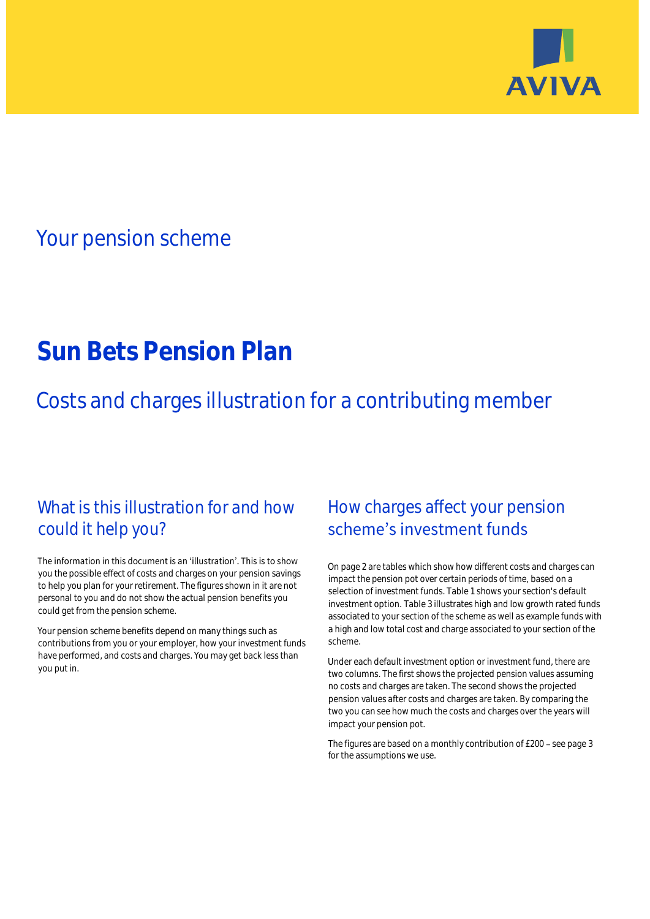AVIVA

## Your pension scheme

# Sun Bets Pension Plan

## Costs and charges illustration for a contributing member

### What is this illustration for and how could it help you?

The information in this document is an 'illustration'. This is to show you the possible effect of costs and charges on your pension savings to help you plan for your retirement. The figures shown in it are not personal to you and do not show the actual pension benefits you could get from the pension scheme.

Your pension scheme benefits depend on many things such as contributions from you or your employer, how your investment funds have performed, and costs and charges. You may get back less than you put in.

### How charges affect your pension scheme's investment funds

On page 2 are tables which show how different costs and charges can impact the pension pot over certain periods of time, based on a selection of investment funds. Table 1 shows your section's default investment option. Table 3 illustrates high and low growth rated funds associated to your section of the scheme as well as example funds with a high and low total cost and charge associated to your section of the scheme.

Under each default investment option or investment fund, there are two columns. The first shows the projected pension values assuming no costs and charges are taken. The second shows the projected pension values after costs and charges are taken. By comparing the two you can see how much the costs and charges over the years will impact your pension pot.

The figures are based on a monthly contribution of £200 – see page 3 for the assumptions we use.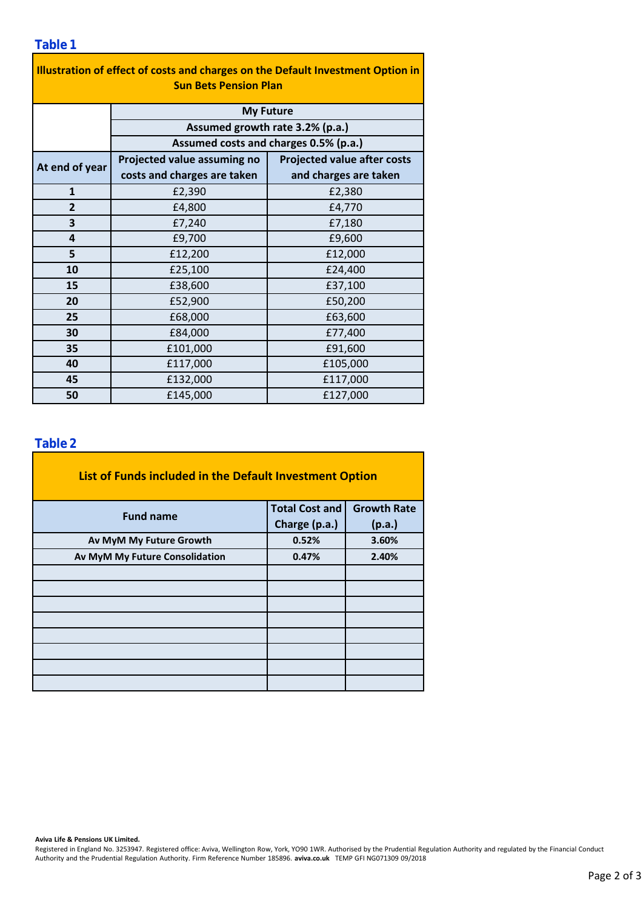## Table 1

| Illustration of effect of costs and charges on the Default Investment Option in Sun Bets Pension Plan | | |
|---|---|---|
| | **My Future** | |
| | **Assumed growth rate 3.2% (p.a.)** | |
| | **Assumed costs and charges 0.5% (p.a.)** | |
| **At end of year** | **Projected value assuming no costs and charges are taken** | **Projected value after costs and charges are taken** |
| **1** | £2,390 | £2,380 |
| **2** | £4,800 | £4,770 |
| **3** | £7,240 | £7,180 |
| **4** | £9,700 | £9,600 |
| **5** | £12,200 | £12,000 |
| **10** | £25,100 | £24,400 |
| **15** | £38,600 | £37,100 |
| **20** | £52,900 | £50,200 |
| **25** | £68,000 | £63,600 |
| **30** | £84,000 | £77,400 |
| **35** | £101,000 | £91,600 |
| **40** | £117,000 | £105,000 |
| **45** | £132,000 | £117,000 |
| **50** | £145,000 | £127,000 |

## Table 2

| List of Funds included in the Default Investment Option | | |
|---|---|---|
| **Fund name** | **Total Cost and Charge (p.a.)** | **Growth Rate (p.a.)** |
| **Av MyM My Future Growth** | **0.52%** | **3.60%** |
| **Av MyM My Future Consolidation** | **0.47%** | **2.40%** |
| | | |
| | | |
| | | |
| | | |
| | | |
| | | |
| | | |
| | | |

**Aviva Life & Pensions UK Limited.**
Registered in England No. 3253947. Registered office: Aviva, Wellington Row, York, YO90 1WR. Authorised by the Prudential Regulation Authority and regulated by the Financial Conduct Authority and the Prudential Regulation Authority. Firm Reference Number 185896. **aviva.co.uk** TEMP GFI NG071309 09/2018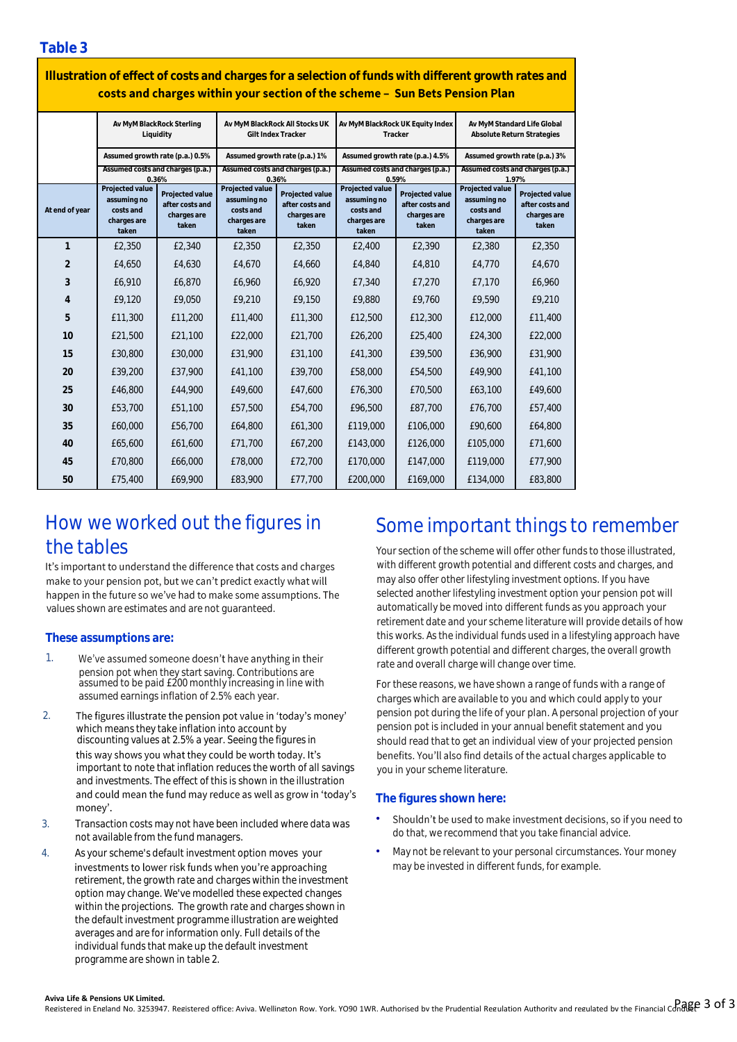## Table 3

| Illustration of effect of costs and charges for a selection of funds with different growth rates and costs and charges within your section of the scheme – Sun Bets Pension Plan | | | | | | | | |
|---|---|---|---|---|---|---|---|---|
| | Av MyM BlackRock Sterling Liquidity | | Av MyM BlackRock All Stocks UK Gilt Index Tracker | | Av MyM BlackRock UK Equity Index Tracker | | Av MyM Standard Life Global Absolute Return Strategies | |
| | Assumed growth rate (p.a.) 0.5% | | Assumed growth rate (p.a.) 1% | | Assumed growth rate (p.a.) 4.5% | | Assumed growth rate (p.a.) 3% | |
| | Assumed costs and charges (p.a.) 0.36% | | Assumed costs and charges (p.a.) 0.36% | | Assumed costs and charges (p.a.) 0.59% | | Assumed costs and charges (p.a.) 1.97% | |
| At end of year | Projected value assuming no costs and charges are taken | Projected value after costs and charges are taken | Projected value assuming no costs and charges are taken | Projected value after costs and charges are taken | Projected value assuming no costs and charges are taken | Projected value after costs and charges are taken | Projected value assuming no costs and charges are taken | Projected value after costs and charges are taken |
| 1 | £2,350 | £2,340 | £2,350 | £2,350 | £2,400 | £2,390 | £2,380 | £2,350 |
| 2 | £4,650 | £4,630 | £4,670 | £4,660 | £4,840 | £4,810 | £4,770 | £4,670 |
| 3 | £6,910 | £6,870 | £6,960 | £6,920 | £7,340 | £7,270 | £7,170 | £6,960 |
| 4 | £9,120 | £9,050 | £9,210 | £9,150 | £9,880 | £9,760 | £9,590 | £9,210 |
| 5 | £11,300 | £11,200 | £11,400 | £11,300 | £12,500 | £12,300 | £12,000 | £11,400 |
| 10 | £21,500 | £21,100 | £22,000 | £21,700 | £26,200 | £25,400 | £24,300 | £22,000 |
| 15 | £30,800 | £30,000 | £31,900 | £31,100 | £41,300 | £39,500 | £36,900 | £31,900 |
| 20 | £39,200 | £37,900 | £41,100 | £39,700 | £58,000 | £54,500 | £49,900 | £41,100 |
| 25 | £46,800 | £44,900 | £49,600 | £47,600 | £76,300 | £70,500 | £63,100 | £49,600 |
| 30 | £53,700 | £51,100 | £57,500 | £54,700 | £96,500 | £87,700 | £76,700 | £57,400 |
| 35 | £60,000 | £56,700 | £64,800 | £61,300 | £119,000 | £106,000 | £90,600 | £64,800 |
| 40 | £65,600 | £61,600 | £71,700 | £67,200 | £143,000 | £126,000 | £105,000 | £71,600 |
| 45 | £70,800 | £66,000 | £78,000 | £72,700 | £170,000 | £147,000 | £119,000 | £77,900 |
| 50 | £75,400 | £69,900 | £83,900 | £77,700 | £200,000 | £169,000 | £134,000 | £83,800 |

# How we worked out the figures in the tables

It's important to understand the difference that costs and charges make to your pension pot, but we can't predict exactly what will happen in the future so we've had to make some assumptions. The values shown are estimates and are not guaranteed.

### These assumptions are:

1. We've assumed someone doesn't have anything in their pension pot when they start saving. Contributions are assumed to be paid £200 monthly increasing in line with assumed earnings inflation of 2.5% each year.
2. The figures illustrate the pension pot value in 'today's money' which means they take inflation into account by discounting values at 2.5% a year. Seeing the figures in this way shows you what they could be worth today. It's important to note that inflation reduces the worth of all savings and investments. The effect of this is shown in the illustration and could mean the fund may reduce as well as grow in 'today's money'.
3. Transaction costs may not have been included where data was not available from the fund managers.
4. As your scheme's default investment option moves your investments to lower risk funds when you're approaching retirement, the growth rate and charges within the investment option may change. We've modelled these expected changes within the projections. The growth rate and charges shown in the default investment programme illustration are weighted averages and are for information only. Full details of the individual funds that make up the default investment programme are shown in table 2.

# Some important things to remember

Your section of the scheme will offer other funds to those illustrated, with different growth potential and different costs and charges, and may also offer other lifestyling investment options. If you have selected another lifestyling investment option your pension pot will automatically be moved into different funds as you approach your retirement date and your scheme literature will provide details of how this works. As the individual funds used in a lifestyling approach have different growth potential and different charges, the overall growth rate and overall charge will change over time.

For these reasons, we have shown a range of funds with a range of charges which are available to you and which could apply to your pension pot during the life of your plan. A personal projection of your pension pot is included in your annual benefit statement and you should read that to get an individual view of your projected pension benefits. You'll also find details of the actual charges applicable to you in your scheme literature.

### The figures shown here:

- Shouldn't be used to make investment decisions, so if you need to do that, we recommend that you take financial advice.
- May not be relevant to your personal circumstances. Your money may be invested in different funds, for example.

**Aviva Life & Pensions UK Limited.**
Registered in England No. 3253947. Registered office: Aviva, Wellington Row, York, YO90 1WR. Authorised by the Prudential Regulation Authority and regulated by the Financial Conduct